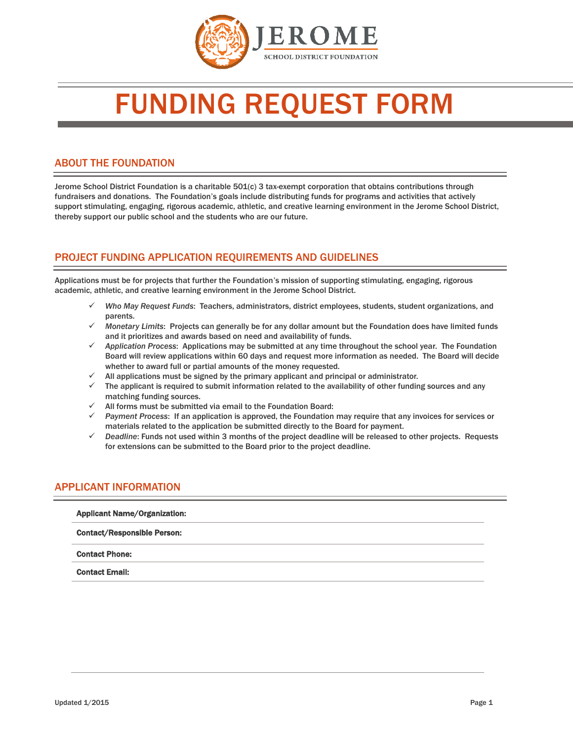JEROME

SCHOOL DISTRICT FOUNDATION

# FUNDING REQUEST FORM

## ABOUT THE FOUNDATION

Jerome School District Foundation is a charitable 501(c) 3 tax-exempt corporation that obtains contributions through fundraisers and donations. The Foundation's goals include distributing funds for programs and activities that actively support stimulating, engaging, rigorous academic, athletic, and creative learning environment in the Jerome School District, thereby support our public school and the students who are our future.

## PROJECT FUNDING APPLICATION REQUIREMENTS AND GUIDELINES

Applications must be for projects that further the Foundation's mission of supporting stimulating, engaging, rigorous academic, athletic, and creative learning environment in the Jerome School District.

- ✓ *Who May Request Funds*: Teachers, administrators, district employees, students, student organizations, and parents.
- ✓ *Monetary Limits*: Projects can generally be for any dollar amount but the Foundation does have limited funds and it prioritizes and awards based on need and availability of funds.
- ✓ *Application Process*: Applications may be submitted at any time throughout the school year. The Foundation Board will review applications within 60 days and request more information as needed. The Board will decide whether to award full or partial amounts of the money requested.
- ✓ All applications must be signed by the primary applicant and principal or administrator.
- ✓ The applicant is required to submit information related to the availability of other funding sources and any matching funding sources.
- ✓ All forms must be submitted via email to the Foundation Board:
- ✓ *Payment Process*: If an application is approved, the Foundation may require that any invoices for services or materials related to the application be submitted directly to the Board for payment.
- ✓ *Deadline*: Funds not used within 3 months of the project deadline will be released to other projects. Requests for extensions can be submitted to the Board prior to the project deadline.

## APPLICANT INFORMATION

**Applicant Name/Organization:**

**Contact/Responsible Person:**

**Contact Phone:**

**Contact Email:**

Updated 1/2015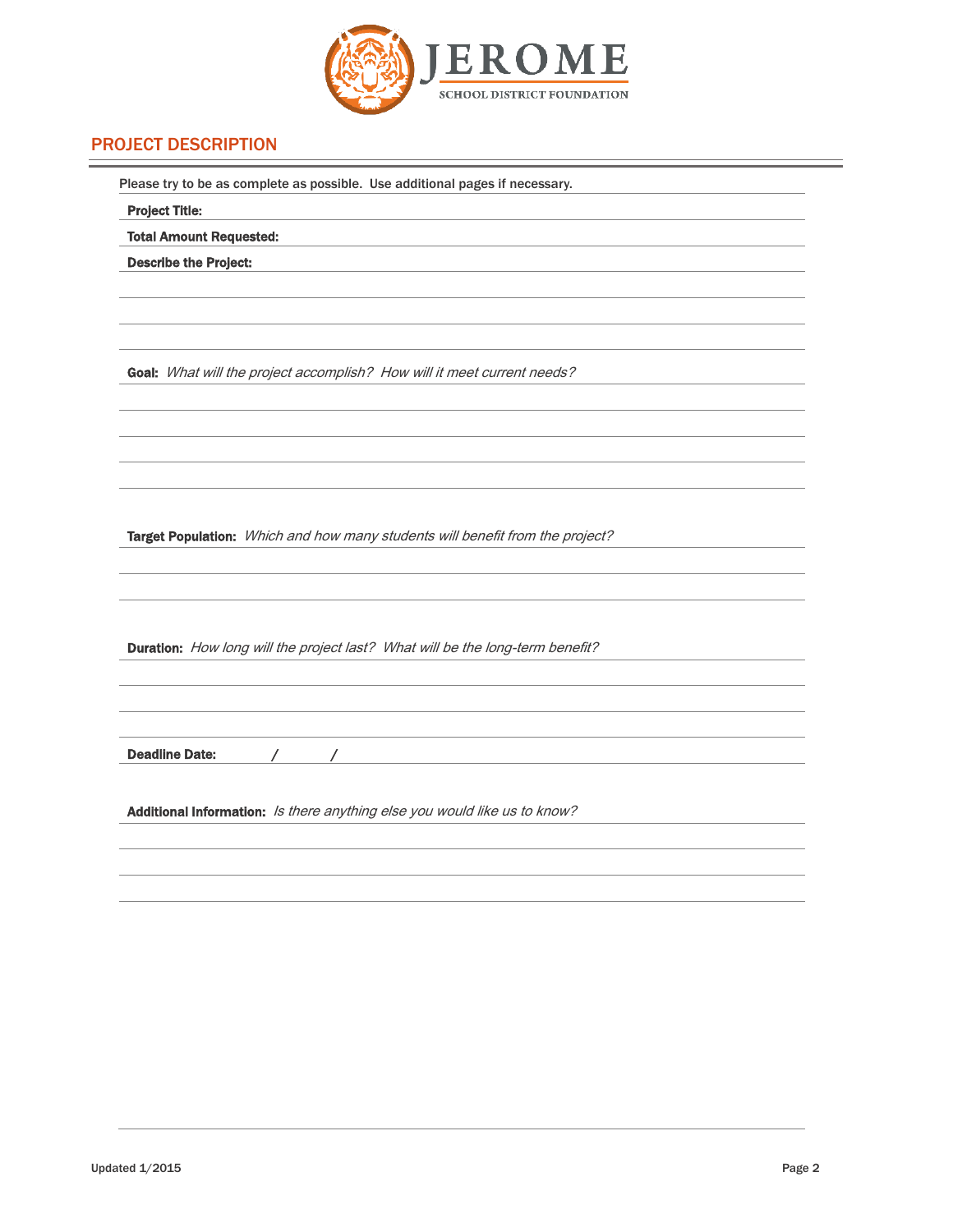JEROME
SCHOOL DISTRICT FOUNDATION

## PROJECT DESCRIPTION

Please try to be as complete as possible. Use additional pages if necessary.

**Project Title:**

**Total Amount Requested:**

**Describe the Project:**

**Goal:** *What will the project accomplish? How will it meet current needs?*

**Target Population:** *Which and how many students will benefit from the project?*

**Duration:** *How long will the project last? What will be the long-term benefit?*

**Deadline Date:** / /

**Additional Information:** *Is there anything else you would like us to know?*

Updated 1/2015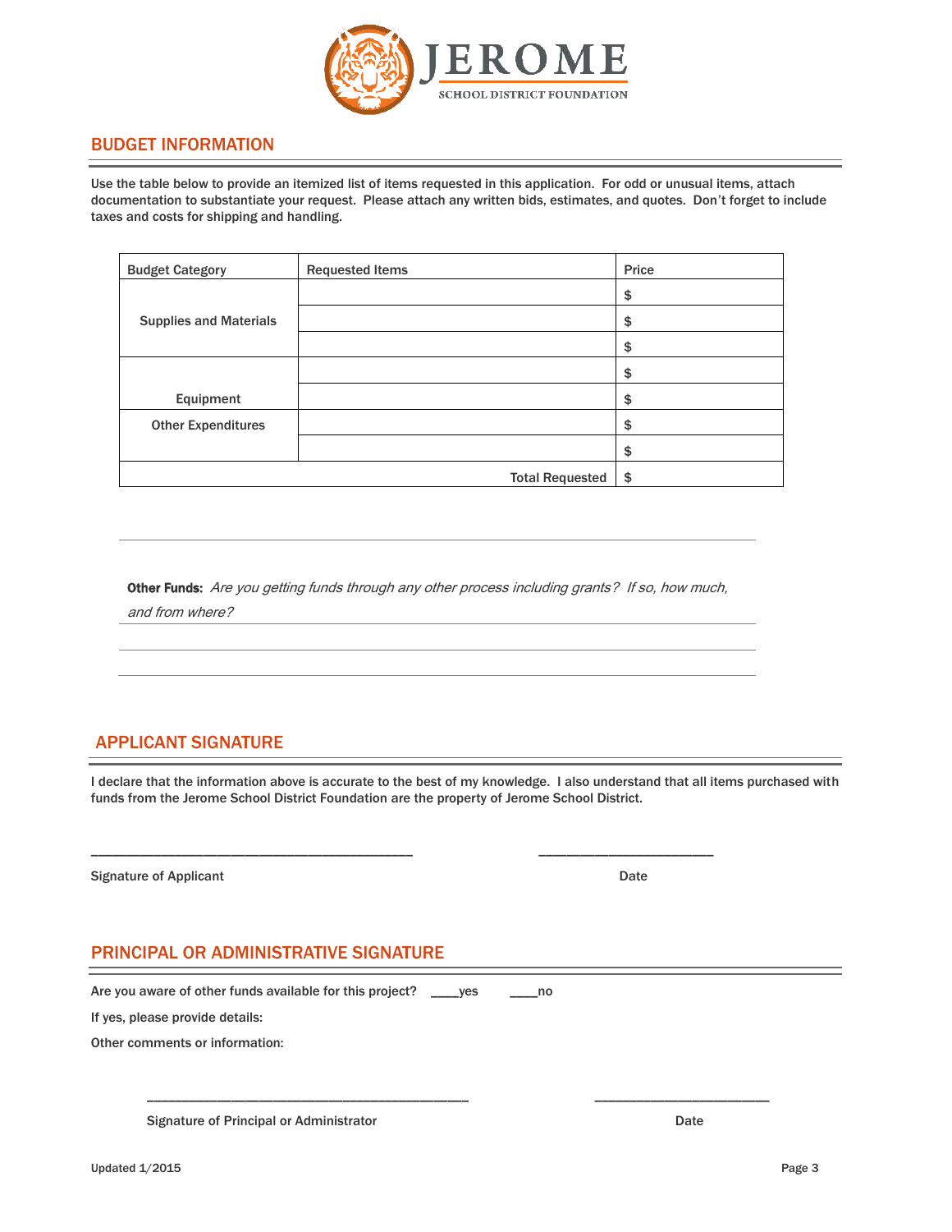JEROME
SCHOOL DISTRICT FOUNDATION

## BUDGET INFORMATION

**Use the table below to provide an itemized list of items requested in this application. For odd or unusual items, attach documentation to substantiate your request. Please attach any written bids, estimates, and quotes. Don't forget to include taxes and costs for shipping and handling.**

| Budget Category | Requested Items | Price |
|---|---|---|
| Supplies and Materials | | $ |
| | | $ |
| | | $ |
| Equipment | | $ |
| | | $ |
| Other Expenditures | | $ |
| | | $ |
| | Total Requested | $ |

**Other Funds:** *Are you getting funds through any other process including grants? If so, how much, and from where?*

## APPLICANT SIGNATURE

**I declare that the information above is accurate to the best of my knowledge. I also understand that all items purchased with funds from the Jerome School District Foundation are the property of Jerome School District.**

_______________________________________ _______________________

Signature of Applicant Date

## PRINCIPAL OR ADMINISTRATIVE SIGNATURE

Are you aware of other funds available for this project? ____yes ____no

If yes, please provide details:

Other comments or information:

_______________________________________ _______________________

Signature of Principal or Administrator Date

Updated 1/2015